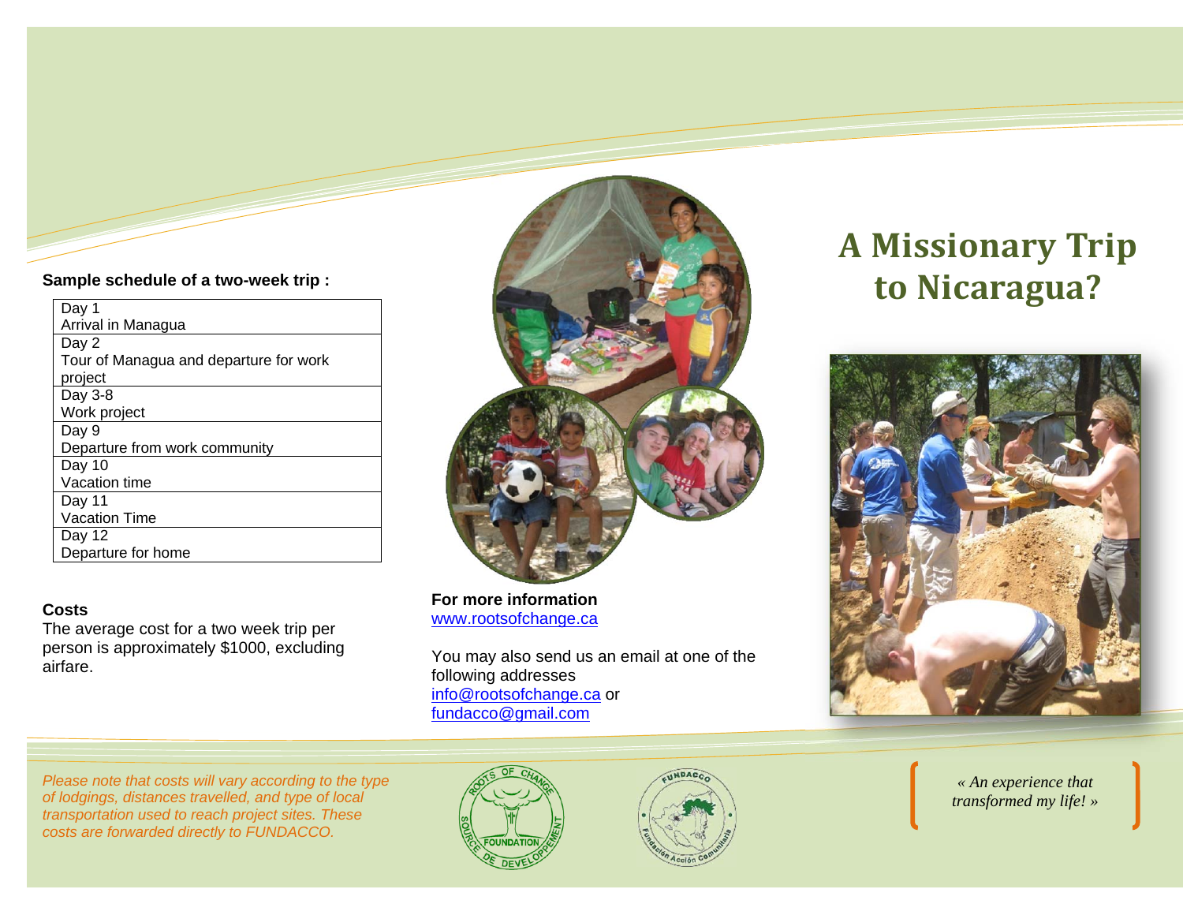# A Missionary Trip to Nicaragua?

« An experience that transformed my life! »

**Sample schedule of a two-week trip :**

| Day | Activity |
| --- | --- |
| Day 1 | Arrival in Managua |
| Day 2 | Tour of Managua and departure for work project |
| Day 3-8 | Work project |
| Day 9 | Departure from work community |
| Day 10 | Vacation time |
| Day 11 | Vacation Time |
| Day 12 | Departure for home |

**Costs**

The average cost for a two week trip per person is approximately $1000, excluding airfare.

*Please note that costs will vary according to the type of lodgings, distances travelled, and type of local transportation used to reach project sites. These costs are forwarded directly to FUNDACCO.*

**For more information**

www.rootsofchange.ca

You may also send us an email at one of the following addresses

info@rootsofchange.ca or

fundacco@gmail.com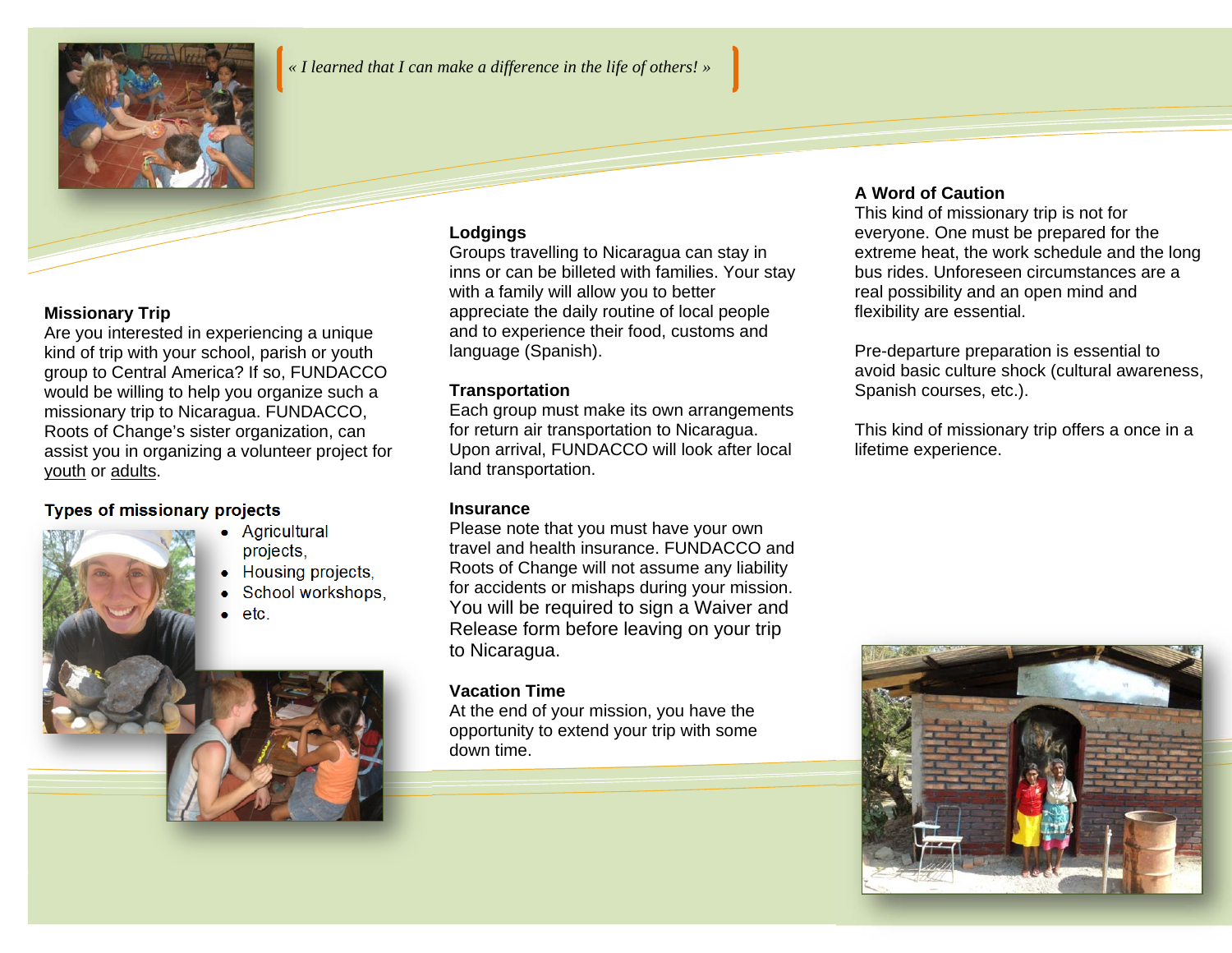*« I learned that I can make a difference in the life of others! »*

**Missionary Trip**

Are you interested in experiencing a unique kind of trip with your school, parish or youth group to Central America? If so, FUNDACCO would be willing to help you organize such a missionary trip to Nicaragua. FUNDACCO, Roots of Change's sister organization, can assist you in organizing a volunteer project for youth or adults.

**Types of missionary projects**

- Agricultural projects,
- Housing projects,
- School workshops,
- etc.

**Lodgings**

Groups travelling to Nicaragua can stay in inns or can be billeted with families. Your stay with a family will allow you to better appreciate the daily routine of local people and to experience their food, customs and language (Spanish).

**Transportation**

Each group must make its own arrangements for return air transportation to Nicaragua. Upon arrival, FUNDACCO will look after local land transportation.

**Insurance**

Please note that you must have your own travel and health insurance. FUNDACCO and Roots of Change will not assume any liability for accidents or mishaps during your mission. You will be required to sign a Waiver and Release form before leaving on your trip to Nicaragua.

**Vacation Time**

At the end of your mission, you have the opportunity to extend your trip with some down time.

**A Word of Caution**

This kind of missionary trip is not for everyone. One must be prepared for the extreme heat, the work schedule and the long bus rides. Unforeseen circumstances are a real possibility and an open mind and flexibility are essential.

Pre-departure preparation is essential to avoid basic culture shock (cultural awareness, Spanish courses, etc.).

This kind of missionary trip offers a once in a lifetime experience.